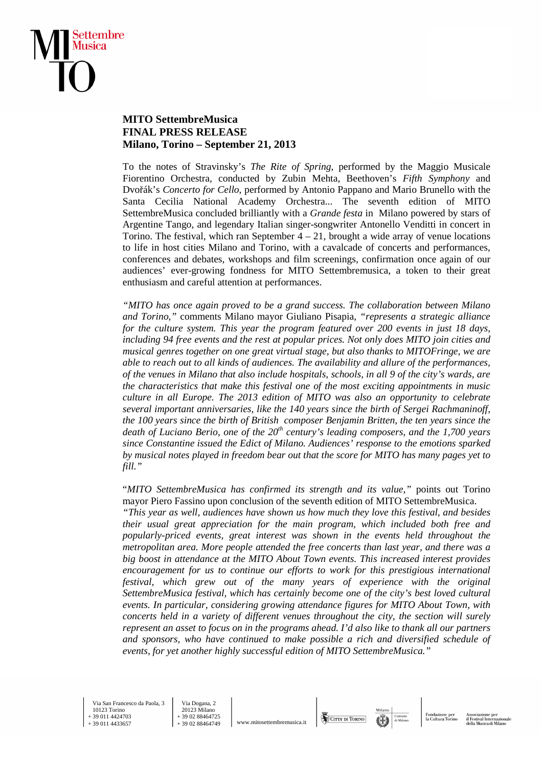**MITO SettembreMusica**
**FINAL PRESS RELEASE**
**Milano, Torino – September 21, 2013**

To the notes of Stravinsky's *The Rite of Spring*, performed by the Maggio Musicale Fiorentino Orchestra, conducted by Zubin Mehta, Beethoven's *Fifth Symphony* and Dvořák's *Concerto for Cello*, performed by Antonio Pappano and Mario Brunello with the Santa Cecilia National Academy Orchestra... The seventh edition of MITO SettembreMusica concluded brilliantly with a *Grande festa* in Milano powered by stars of Argentine Tango, and legendary Italian singer-songwriter Antonello Venditti in concert in Torino. The festival, which ran September 4 – 21, brought a wide array of venue locations to life in host cities Milano and Torino, with a cavalcade of concerts and performances, conferences and debates, workshops and film screenings, confirmation once again of our audiences' ever-growing fondness for MITO Settembremusica, a token to their great enthusiasm and careful attention at performances.

*"MITO has once again proved to be a grand success. The collaboration between Milano and Torino,"* comments Milano mayor Giuliano Pisapia, *"represents a strategic alliance for the culture system. This year the program featured over 200 events in just 18 days, including 94 free events and the rest at popular prices. Not only does MITO join cities and musical genres together on one great virtual stage, but also thanks to MITOFringe, we are able to reach out to all kinds of audiences. The availability and allure of the performances, of the venues in Milano that also include hospitals, schools, in all 9 of the city's wards, are the characteristics that make this festival one of the most exciting appointments in music culture in all Europe. The 2013 edition of MITO was also an opportunity to celebrate several important anniversaries, like the 140 years since the birth of Sergei Rachmaninoff, the 100 years since the birth of British composer Benjamin Britten, the ten years since the death of Luciano Berio, one of the 20th century's leading composers, and the 1,700 years since Constantine issued the Edict of Milano. Audiences' response to the emotions sparked by musical notes played in freedom bear out that the score for MITO has many pages yet to fill."*

"*MITO SettembreMusica has confirmed its strength and its value,"* points out Torino mayor Piero Fassino upon conclusion of the seventh edition of MITO SettembreMusica.
*"This year as well, audiences have shown us how much they love this festival, and besides their usual great appreciation for the main program, which included both free and popularly-priced events, great interest was shown in the events held throughout the metropolitan area. More people attended the free concerts than last year, and there was a big boost in attendance at the MITO About Town events. This increased interest provides encouragement for us to continue our efforts to work for this prestigious international festival, which grew out of the many years of experience with the original SettembreMusica festival, which has certainly become one of the city's best loved cultural events. In particular, considering growing attendance figures for MITO About Town, with concerts held in a variety of different venues throughout the city, the section will surely represent an asset to focus on in the programs ahead. I'd also like to thank all our partners and sponsors, who have continued to make possible a rich and diversified schedule of events, for yet another highly successful edition of MITO SettembreMusica."*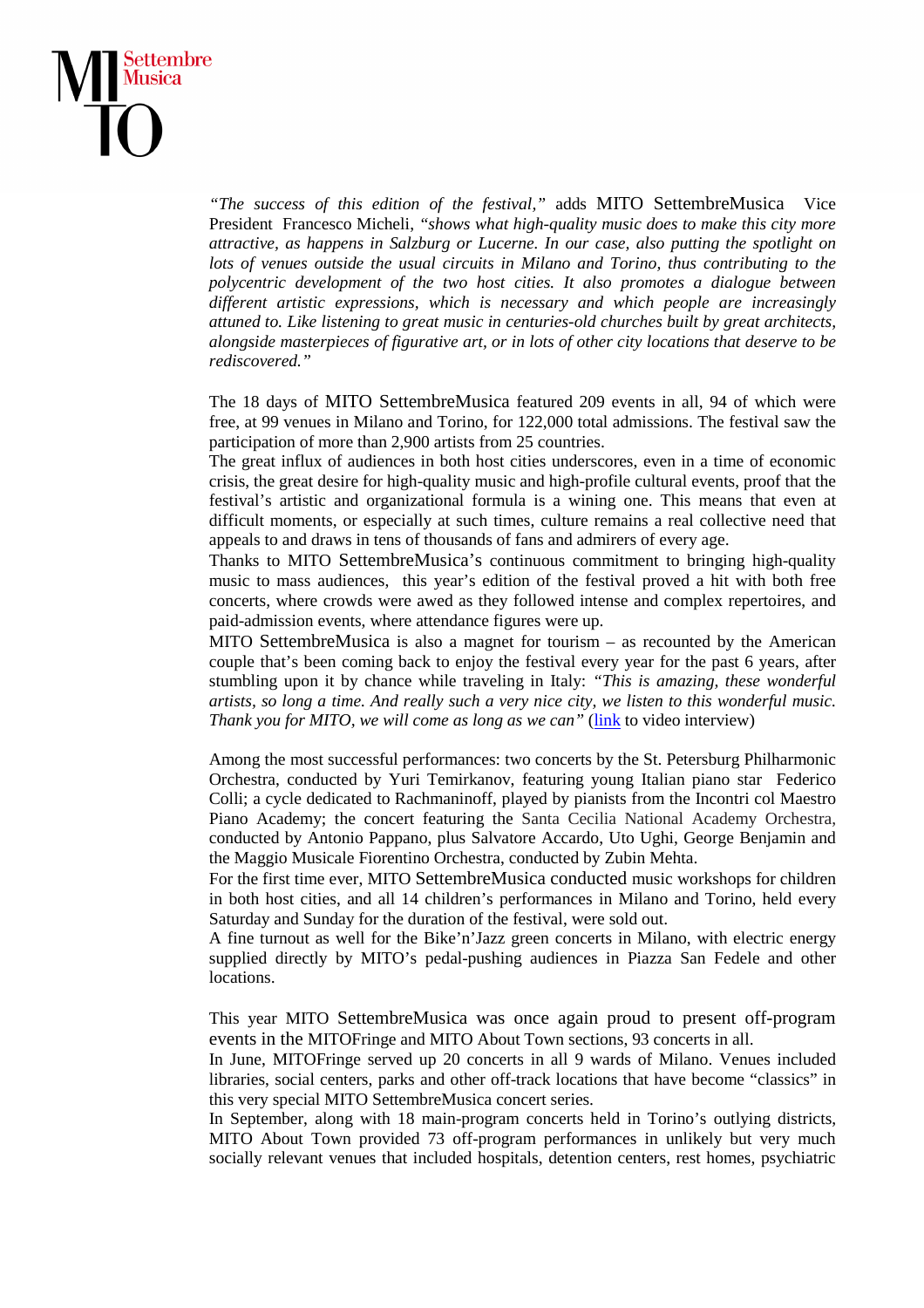*"The success of this edition of the festival,"* adds MITO SettembreMusica Vice President Francesco Micheli, *"shows what high-quality music does to make this city more attractive, as happens in Salzburg or Lucerne. In our case, also putting the spotlight on lots of venues outside the usual circuits in Milano and Torino, thus contributing to the polycentric development of the two host cities. It also promotes a dialogue between different artistic expressions, which is necessary and which people are increasingly attuned to. Like listening to great music in centuries-old churches built by great architects, alongside masterpieces of figurative art, or in lots of other city locations that deserve to be rediscovered."*

The 18 days of MITO SettembreMusica featured 209 events in all, 94 of which were free, at 99 venues in Milano and Torino, for 122,000 total admissions. The festival saw the participation of more than 2,900 artists from 25 countries.
The great influx of audiences in both host cities underscores, even in a time of economic crisis, the great desire for high-quality music and high-profile cultural events, proof that the festival's artistic and organizational formula is a wining one. This means that even at difficult moments, or especially at such times, culture remains a real collective need that appeals to and draws in tens of thousands of fans and admirers of every age.
Thanks to MITO SettembreMusica's continuous commitment to bringing high-quality music to mass audiences, this year's edition of the festival proved a hit with both free concerts, where crowds were awed as they followed intense and complex repertoires, and paid-admission events, where attendance figures were up.
MITO SettembreMusica is also a magnet for tourism – as recounted by the American couple that's been coming back to enjoy the festival every year for the past 6 years, after stumbling upon it by chance while traveling in Italy: *"This is amazing, these wonderful artists, so long a time. And really such a very nice city, we listen to this wonderful music. Thank you for MITO, we will come as long as we can"* (link to video interview)

Among the most successful performances: two concerts by the St. Petersburg Philharmonic Orchestra, conducted by Yuri Temirkanov, featuring young Italian piano star Federico Colli; a cycle dedicated to Rachmaninoff, played by pianists from the Incontri col Maestro Piano Academy; the concert featuring the Santa Cecilia National Academy Orchestra, conducted by Antonio Pappano, plus Salvatore Accardo, Uto Ughi, George Benjamin and the Maggio Musicale Fiorentino Orchestra, conducted by Zubin Mehta.
For the first time ever, MITO SettembreMusica conducted music workshops for children in both host cities, and all 14 children's performances in Milano and Torino, held every Saturday and Sunday for the duration of the festival, were sold out.
A fine turnout as well for the Bike'n'Jazz green concerts in Milano, with electric energy supplied directly by MITO's pedal-pushing audiences in Piazza San Fedele and other locations.

This year MITO SettembreMusica was once again proud to present off-program events in the MITOFringe and MITO About Town sections, 93 concerts in all.
In June, MITOFringe served up 20 concerts in all 9 wards of Milano. Venues included libraries, social centers, parks and other off-track locations that have become "classics" in this very special MITO SettembreMusica concert series.
In September, along with 18 main-program concerts held in Torino's outlying districts, MITO About Town provided 73 off-program performances in unlikely but very much socially relevant venues that included hospitals, detention centers, rest homes, psychiatric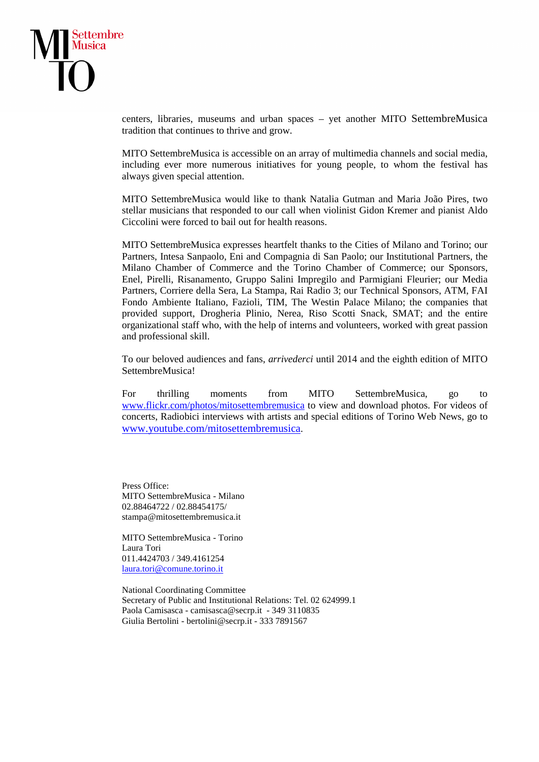centers, libraries, museums and urban spaces – yet another MITO SettembreMusica tradition that continues to thrive and grow.

MITO SettembreMusica is accessible on an array of multimedia channels and social media, including ever more numerous initiatives for young people, to whom the festival has always given special attention.

MITO SettembreMusica would like to thank Natalia Gutman and Maria João Pires, two stellar musicians that responded to our call when violinist Gidon Kremer and pianist Aldo Ciccolini were forced to bail out for health reasons.

MITO SettembreMusica expresses heartfelt thanks to the Cities of Milano and Torino; our Partners, Intesa Sanpaolo, Eni and Compagnia di San Paolo; our Institutional Partners, the Milano Chamber of Commerce and the Torino Chamber of Commerce; our Sponsors, Enel, Pirelli, Risanamento, Gruppo Salini Impregilo and Parmigiani Fleurier; our Media Partners, Corriere della Sera, La Stampa, Rai Radio 3; our Technical Sponsors, ATM, FAI Fondo Ambiente Italiano, Fazioli, TIM, The Westin Palace Milano; the companies that provided support, Drogheria Plinio, Nerea, Riso Scotti Snack, SMAT; and the entire organizational staff who, with the help of interns and volunteers, worked with great passion and professional skill.

To our beloved audiences and fans, *arrivederci* until 2014 and the eighth edition of MITO SettembreMusica!

For thrilling moments from MITO SettembreMusica, go to www.flickr.com/photos/mitosettembremusica to view and download photos. For videos of concerts, Radiobici interviews with artists and special editions of Torino Web News, go to www.youtube.com/mitosettembremusica.

Press Office:
MITO SettembreMusica - Milano
02.88464722 / 02.88454175/
stampa@mitosettembremusica.it

MITO SettembreMusica - Torino
Laura Tori
011.4424703 / 349.4161254
laura.tori@comune.torino.it

National Coordinating Committee
Secretary of Public and Institutional Relations: Tel. 02 624999.1
Paola Camisasca - camisasca@secrp.it - 349 3110835
Giulia Bertolini - bertolini@secrp.it - 333 7891567